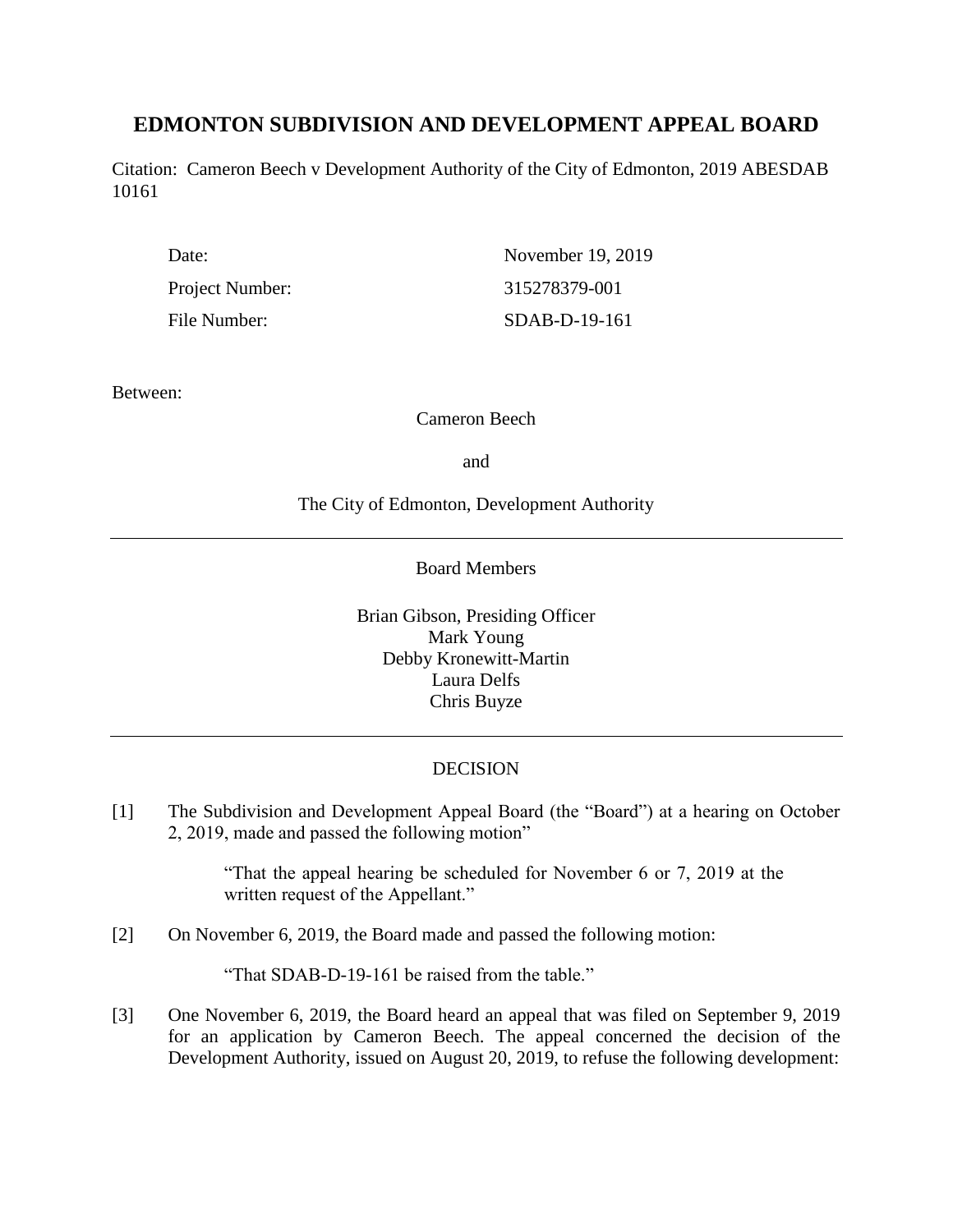# EDMONTON SUBDIVISION AND DEVELOPMENT APPEAL BOARD

Citation: Cameron Beech v Development Authority of the City of Edmonton, 2019 ABESDAB 10161

| | |
|---|---|
| Date: | November 19, 2019 |
| Project Number: | 315278379-001 |
| File Number: | SDAB-D-19-161 |

Between:

Cameron Beech

and

The City of Edmonton, Development Authority

---

Board Members

Brian Gibson, Presiding Officer
Mark Young
Debby Kronewitt-Martin
Laura Delfs
Chris Buyze

---

DECISION

[1] The Subdivision and Development Appeal Board (the "Board") at a hearing on October 2, 2019, made and passed the following motion"

> "That the appeal hearing be scheduled for November 6 or 7, 2019 at the written request of the Appellant."

[2] On November 6, 2019, the Board made and passed the following motion:

> "That SDAB-D-19-161 be raised from the table."

[3] One November 6, 2019, the Board heard an appeal that was filed on September 9, 2019 for an application by Cameron Beech. The appeal concerned the decision of the Development Authority, issued on August 20, 2019, to refuse the following development: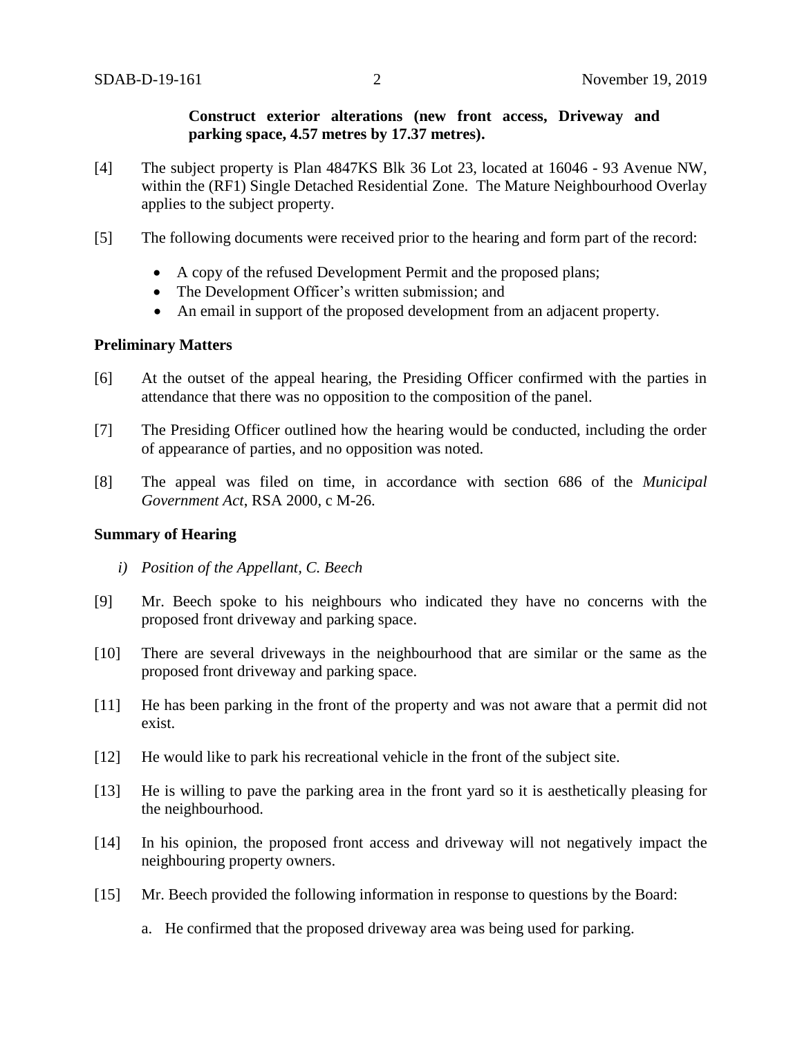**Construct exterior alterations (new front access, Driveway and parking space, 4.57 metres by 17.37 metres).**

[4] The subject property is Plan 4847KS Blk 36 Lot 23, located at 16046 - 93 Avenue NW, within the (RF1) Single Detached Residential Zone. The Mature Neighbourhood Overlay applies to the subject property.

[5] The following documents were received prior to the hearing and form part of the record:

- A copy of the refused Development Permit and the proposed plans;
- The Development Officer's written submission; and
- An email in support of the proposed development from an adjacent property.

### Preliminary Matters

[6] At the outset of the appeal hearing, the Presiding Officer confirmed with the parties in attendance that there was no opposition to the composition of the panel.

[7] The Presiding Officer outlined how the hearing would be conducted, including the order of appearance of parties, and no opposition was noted.

[8] The appeal was filed on time, in accordance with section 686 of the *Municipal Government Act*, RSA 2000, c M-26.

### Summary of Hearing

*i) Position of the Appellant, C. Beech*

[9] Mr. Beech spoke to his neighbours who indicated they have no concerns with the proposed front driveway and parking space.

[10] There are several driveways in the neighbourhood that are similar or the same as the proposed front driveway and parking space.

[11] He has been parking in the front of the property and was not aware that a permit did not exist.

[12] He would like to park his recreational vehicle in the front of the subject site.

[13] He is willing to pave the parking area in the front yard so it is aesthetically pleasing for the neighbourhood.

[14] In his opinion, the proposed front access and driveway will not negatively impact the neighbouring property owners.

[15] Mr. Beech provided the following information in response to questions by the Board:

a. He confirmed that the proposed driveway area was being used for parking.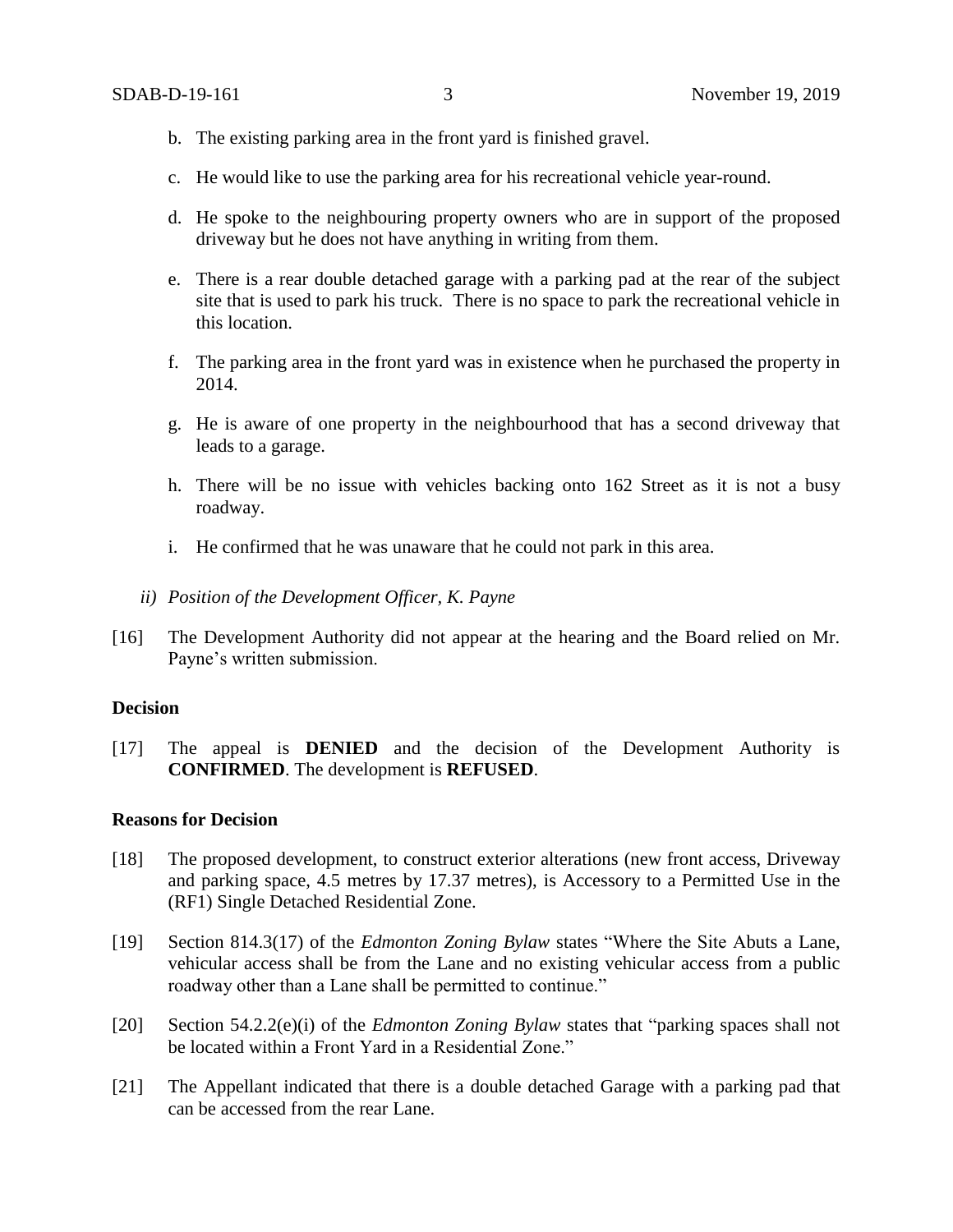b. The existing parking area in the front yard is finished gravel.

c. He would like to use the parking area for his recreational vehicle year-round.

d. He spoke to the neighbouring property owners who are in support of the proposed driveway but he does not have anything in writing from them.

e. There is a rear double detached garage with a parking pad at the rear of the subject site that is used to park his truck. There is no space to park the recreational vehicle in this location.

f. The parking area in the front yard was in existence when he purchased the property in 2014.

g. He is aware of one property in the neighbourhood that has a second driveway that leads to a garage.

h. There will be no issue with vehicles backing onto 162 Street as it is not a busy roadway.

i. He confirmed that he was unaware that he could not park in this area.

*ii) Position of the Development Officer, K. Payne*

[16] The Development Authority did not appear at the hearing and the Board relied on Mr. Payne's written submission.

**Decision**

[17] The appeal is **DENIED** and the decision of the Development Authority is **CONFIRMED**. The development is **REFUSED**.

**Reasons for Decision**

[18] The proposed development, to construct exterior alterations (new front access, Driveway and parking space, 4.5 metres by 17.37 metres), is Accessory to a Permitted Use in the (RF1) Single Detached Residential Zone.

[19] Section 814.3(17) of the *Edmonton Zoning Bylaw* states "Where the Site Abuts a Lane, vehicular access shall be from the Lane and no existing vehicular access from a public roadway other than a Lane shall be permitted to continue."

[20] Section 54.2.2(e)(i) of the *Edmonton Zoning Bylaw* states that "parking spaces shall not be located within a Front Yard in a Residential Zone."

[21] The Appellant indicated that there is a double detached Garage with a parking pad that can be accessed from the rear Lane.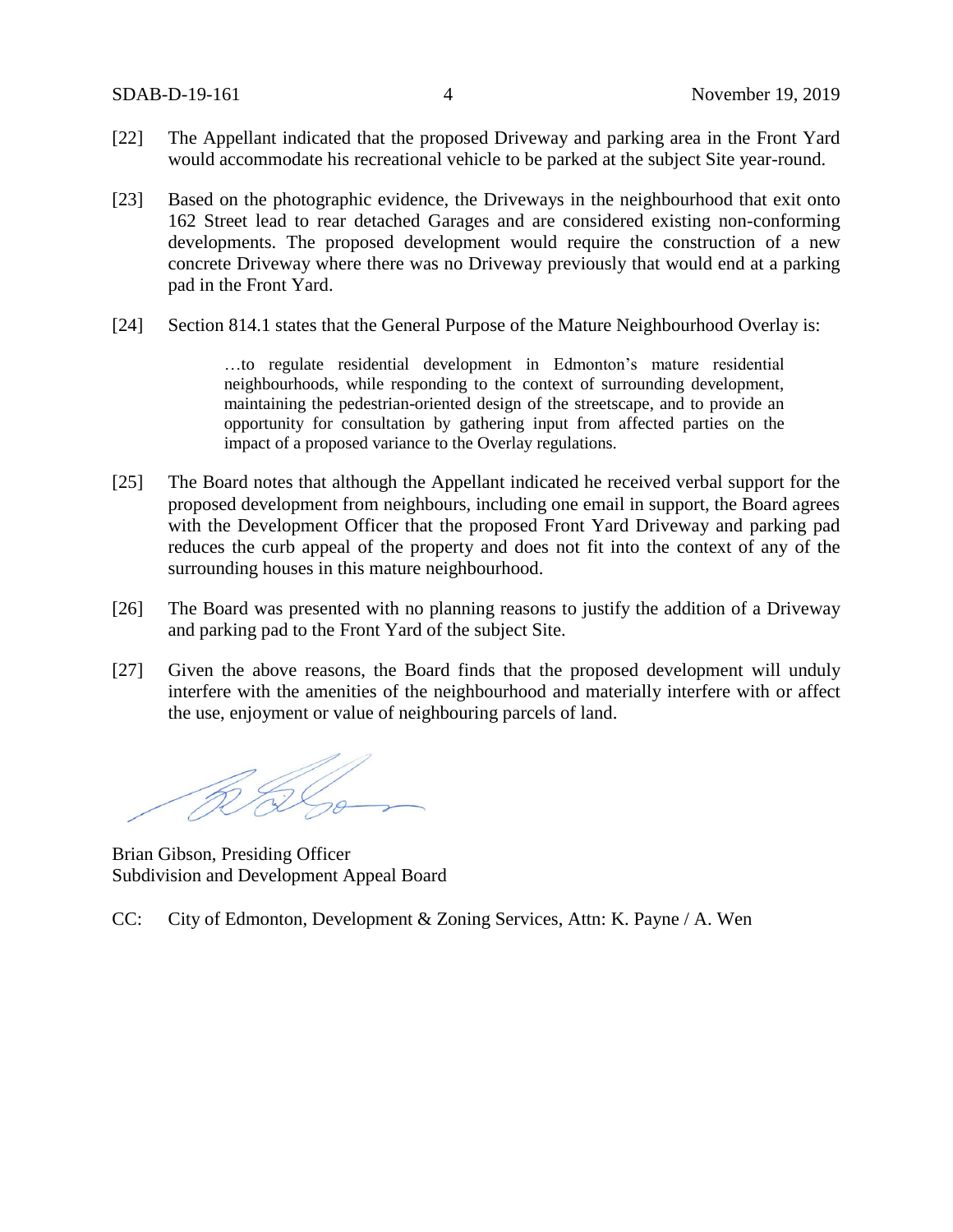[22] The Appellant indicated that the proposed Driveway and parking area in the Front Yard would accommodate his recreational vehicle to be parked at the subject Site year-round.

[23] Based on the photographic evidence, the Driveways in the neighbourhood that exit onto 162 Street lead to rear detached Garages and are considered existing non-conforming developments. The proposed development would require the construction of a new concrete Driveway where there was no Driveway previously that would end at a parking pad in the Front Yard.

[24] Section 814.1 states that the General Purpose of the Mature Neighbourhood Overlay is:

> …to regulate residential development in Edmonton's mature residential neighbourhoods, while responding to the context of surrounding development, maintaining the pedestrian-oriented design of the streetscape, and to provide an opportunity for consultation by gathering input from affected parties on the impact of a proposed variance to the Overlay regulations.

[25] The Board notes that although the Appellant indicated he received verbal support for the proposed development from neighbours, including one email in support, the Board agrees with the Development Officer that the proposed Front Yard Driveway and parking pad reduces the curb appeal of the property and does not fit into the context of any of the surrounding houses in this mature neighbourhood.

[26] The Board was presented with no planning reasons to justify the addition of a Driveway and parking pad to the Front Yard of the subject Site.

[27] Given the above reasons, the Board finds that the proposed development will unduly interfere with the amenities of the neighbourhood and materially interfere with or affect the use, enjoyment or value of neighbouring parcels of land.

Brian Gibson, Presiding Officer
Subdivision and Development Appeal Board

CC: City of Edmonton, Development & Zoning Services, Attn: K. Payne / A. Wen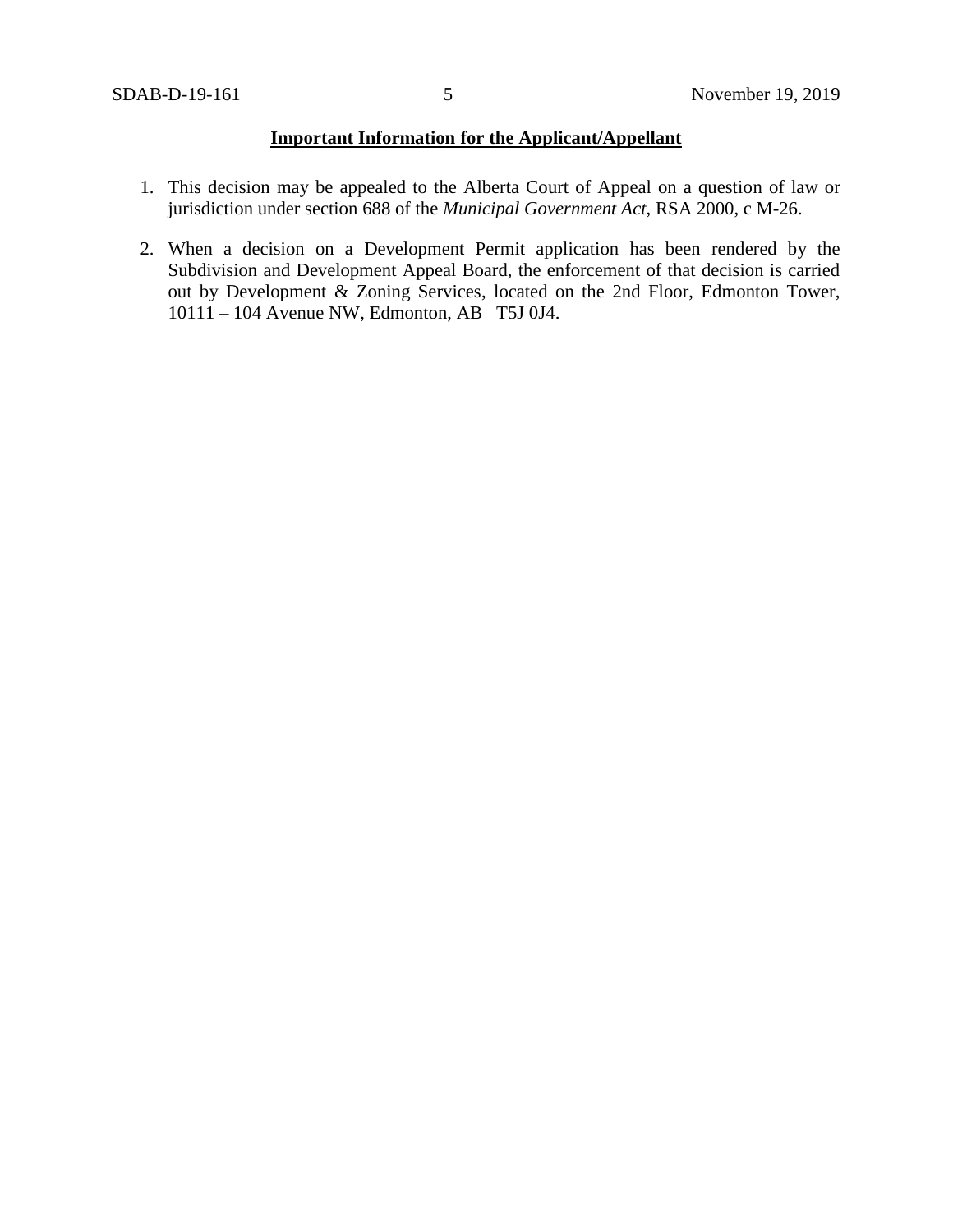**Important Information for the Applicant/Appellant**

1. This decision may be appealed to the Alberta Court of Appeal on a question of law or jurisdiction under section 688 of the *Municipal Government Act*, RSA 2000, c M-26.

2. When a decision on a Development Permit application has been rendered by the Subdivision and Development Appeal Board, the enforcement of that decision is carried out by Development & Zoning Services, located on the 2nd Floor, Edmonton Tower, 10111 – 104 Avenue NW, Edmonton, AB T5J 0J4.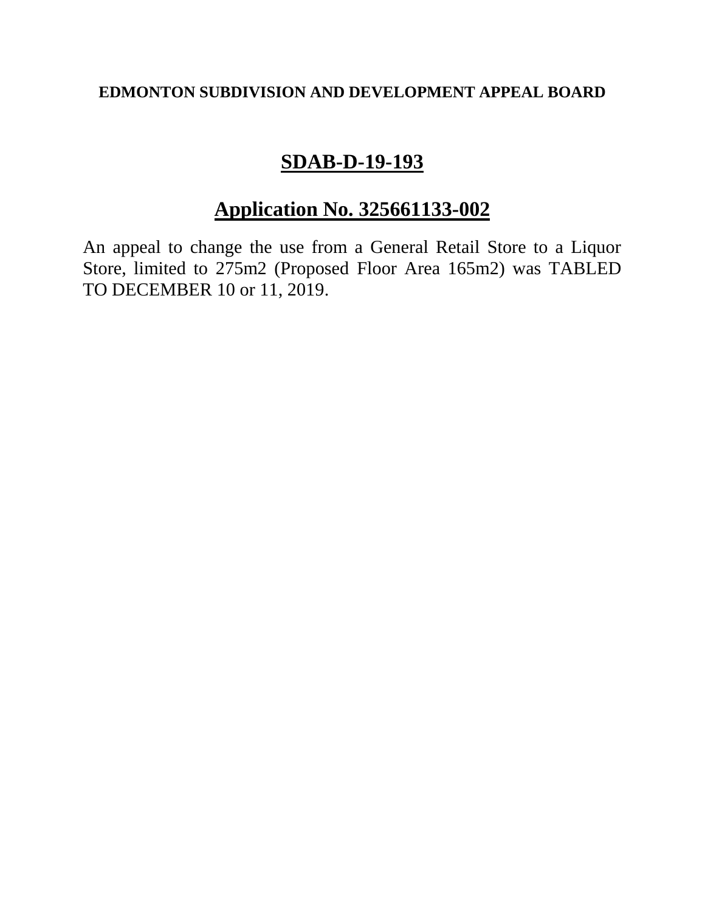**EDMONTON SUBDIVISION AND DEVELOPMENT APPEAL BOARD**

# SDAB-D-19-193

## Application No. 325661133-002

An appeal to change the use from a General Retail Store to a Liquor Store, limited to 275m2 (Proposed Floor Area 165m2) was TABLED TO DECEMBER 10 or 11, 2019.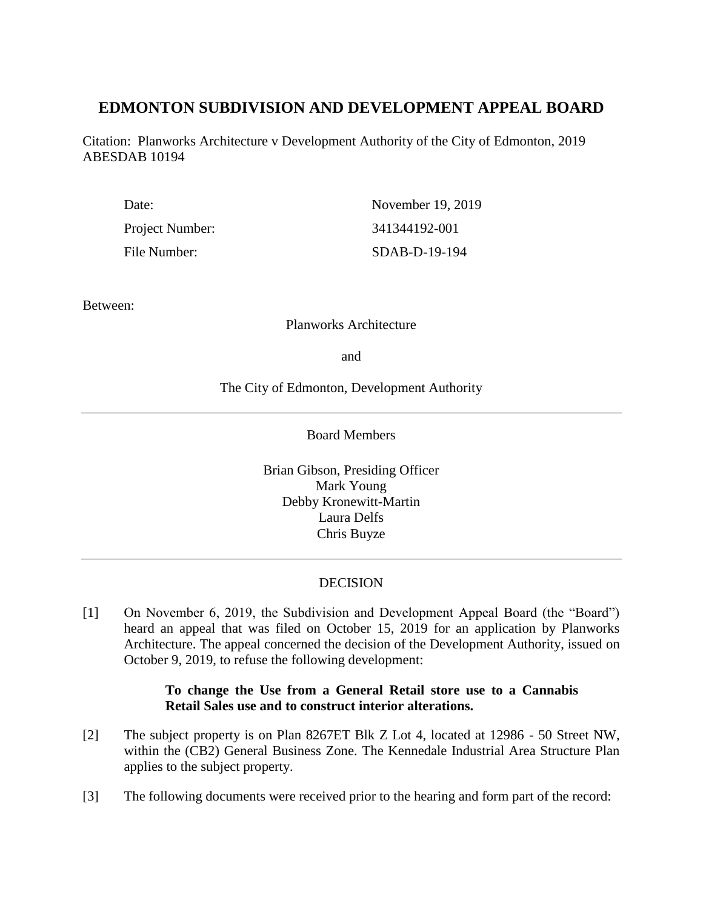# EDMONTON SUBDIVISION AND DEVELOPMENT APPEAL BOARD

Citation: Planworks Architecture v Development Authority of the City of Edmonton, 2019 ABESDAB 10194

| | |
|---|---|
| Date: | November 19, 2019 |
| Project Number: | 341344192-001 |
| File Number: | SDAB-D-19-194 |

Between:

Planworks Architecture

and

The City of Edmonton, Development Authority

---

Board Members

Brian Gibson, Presiding Officer
Mark Young
Debby Kronewitt-Martin
Laura Delfs
Chris Buyze

---

DECISION

[1] On November 6, 2019, the Subdivision and Development Appeal Board (the "Board") heard an appeal that was filed on October 15, 2019 for an application by Planworks Architecture. The appeal concerned the decision of the Development Authority, issued on October 9, 2019, to refuse the following development:

> **To change the Use from a General Retail store use to a Cannabis Retail Sales use and to construct interior alterations.**

[2] The subject property is on Plan 8267ET Blk Z Lot 4, located at 12986 - 50 Street NW, within the (CB2) General Business Zone. The Kennedale Industrial Area Structure Plan applies to the subject property.

[3] The following documents were received prior to the hearing and form part of the record: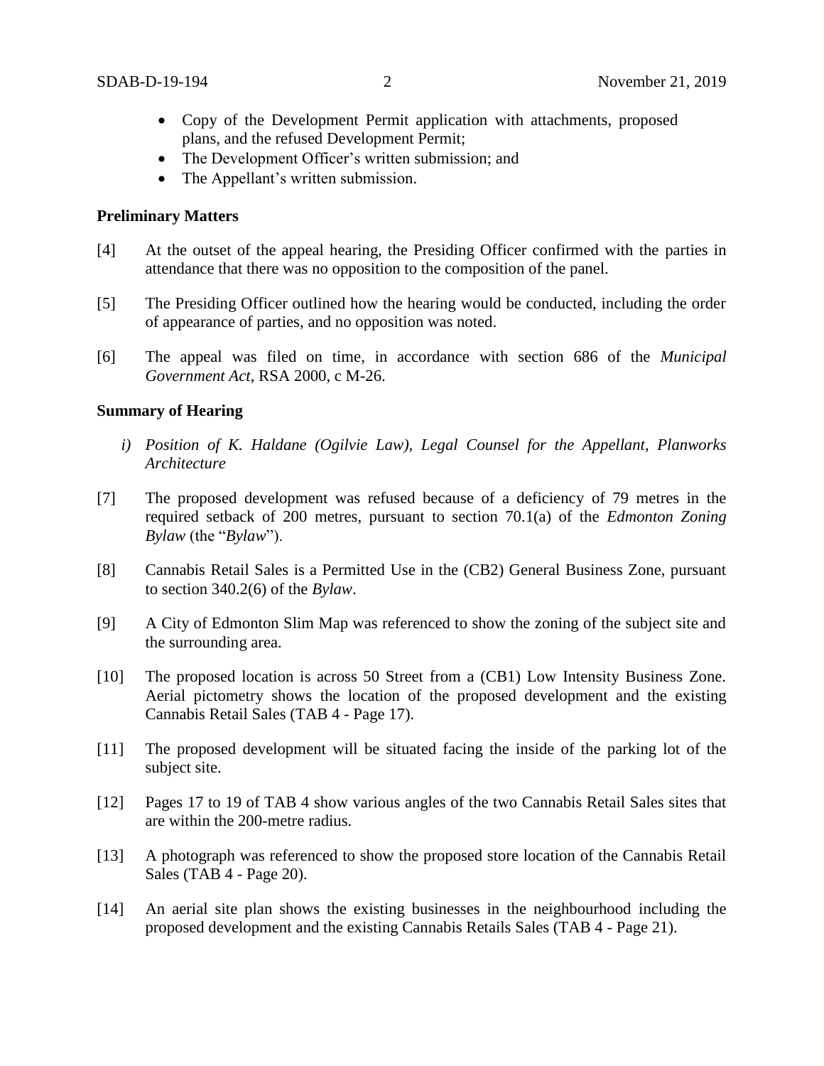- Copy of the Development Permit application with attachments, proposed plans, and the refused Development Permit;
- The Development Officer's written submission; and
- The Appellant's written submission.

**Preliminary Matters**

[4] At the outset of the appeal hearing, the Presiding Officer confirmed with the parties in attendance that there was no opposition to the composition of the panel.

[5] The Presiding Officer outlined how the hearing would be conducted, including the order of appearance of parties, and no opposition was noted.

[6] The appeal was filed on time, in accordance with section 686 of the *Municipal Government Act*, RSA 2000, c M-26.

**Summary of Hearing**

*i) Position of K. Haldane (Ogilvie Law), Legal Counsel for the Appellant, Planworks Architecture*

[7] The proposed development was refused because of a deficiency of 79 metres in the required setback of 200 metres, pursuant to section 70.1(a) of the *Edmonton Zoning Bylaw* (the "*Bylaw*").

[8] Cannabis Retail Sales is a Permitted Use in the (CB2) General Business Zone, pursuant to section 340.2(6) of the *Bylaw*.

[9] A City of Edmonton Slim Map was referenced to show the zoning of the subject site and the surrounding area.

[10] The proposed location is across 50 Street from a (CB1) Low Intensity Business Zone. Aerial pictometry shows the location of the proposed development and the existing Cannabis Retail Sales (TAB 4 - Page 17).

[11] The proposed development will be situated facing the inside of the parking lot of the subject site.

[12] Pages 17 to 19 of TAB 4 show various angles of the two Cannabis Retail Sales sites that are within the 200-metre radius.

[13] A photograph was referenced to show the proposed store location of the Cannabis Retail Sales (TAB 4 - Page 20).

[14] An aerial site plan shows the existing businesses in the neighbourhood including the proposed development and the existing Cannabis Retails Sales (TAB 4 - Page 21).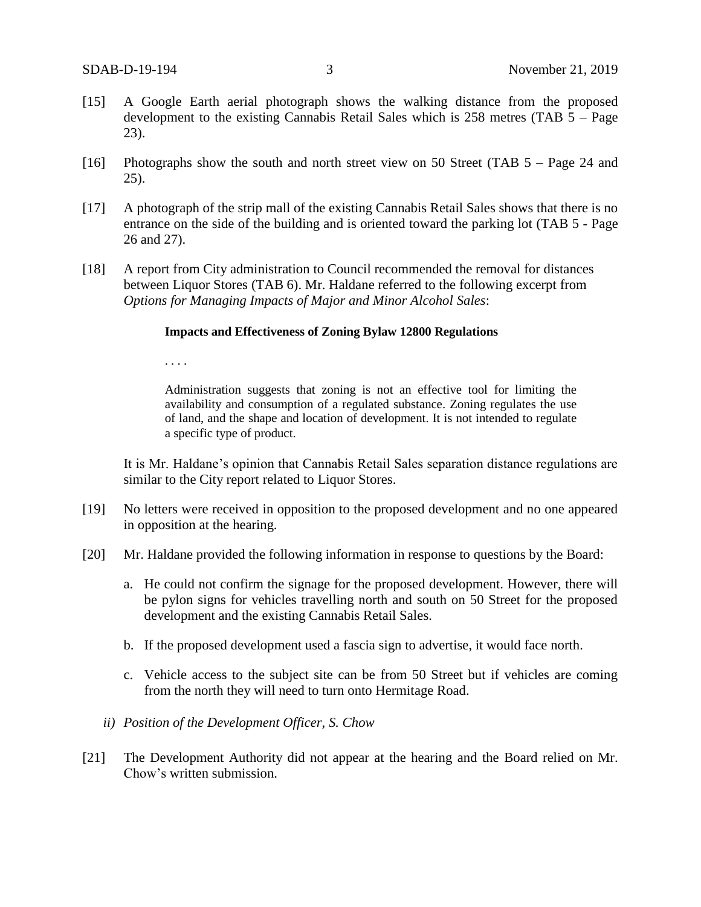[15] A Google Earth aerial photograph shows the walking distance from the proposed development to the existing Cannabis Retail Sales which is 258 metres (TAB 5 – Page 23).

[16] Photographs show the south and north street view on 50 Street (TAB 5 – Page 24 and 25).

[17] A photograph of the strip mall of the existing Cannabis Retail Sales shows that there is no entrance on the side of the building and is oriented toward the parking lot (TAB 5 - Page 26 and 27).

[18] A report from City administration to Council recommended the removal for distances between Liquor Stores (TAB 6). Mr. Haldane referred to the following excerpt from *Options for Managing Impacts of Major and Minor Alcohol Sales*:

> **Impacts and Effectiveness of Zoning Bylaw 12800 Regulations**
>
> . . . .
>
> Administration suggests that zoning is not an effective tool for limiting the availability and consumption of a regulated substance. Zoning regulates the use of land, and the shape and location of development. It is not intended to regulate a specific type of product.

It is Mr. Haldane's opinion that Cannabis Retail Sales separation distance regulations are similar to the City report related to Liquor Stores.

[19] No letters were received in opposition to the proposed development and no one appeared in opposition at the hearing.

[20] Mr. Haldane provided the following information in response to questions by the Board:

a. He could not confirm the signage for the proposed development. However, there will be pylon signs for vehicles travelling north and south on 50 Street for the proposed development and the existing Cannabis Retail Sales.

b. If the proposed development used a fascia sign to advertise, it would face north.

c. Vehicle access to the subject site can be from 50 Street but if vehicles are coming from the north they will need to turn onto Hermitage Road.

*ii) Position of the Development Officer, S. Chow*

[21] The Development Authority did not appear at the hearing and the Board relied on Mr. Chow's written submission.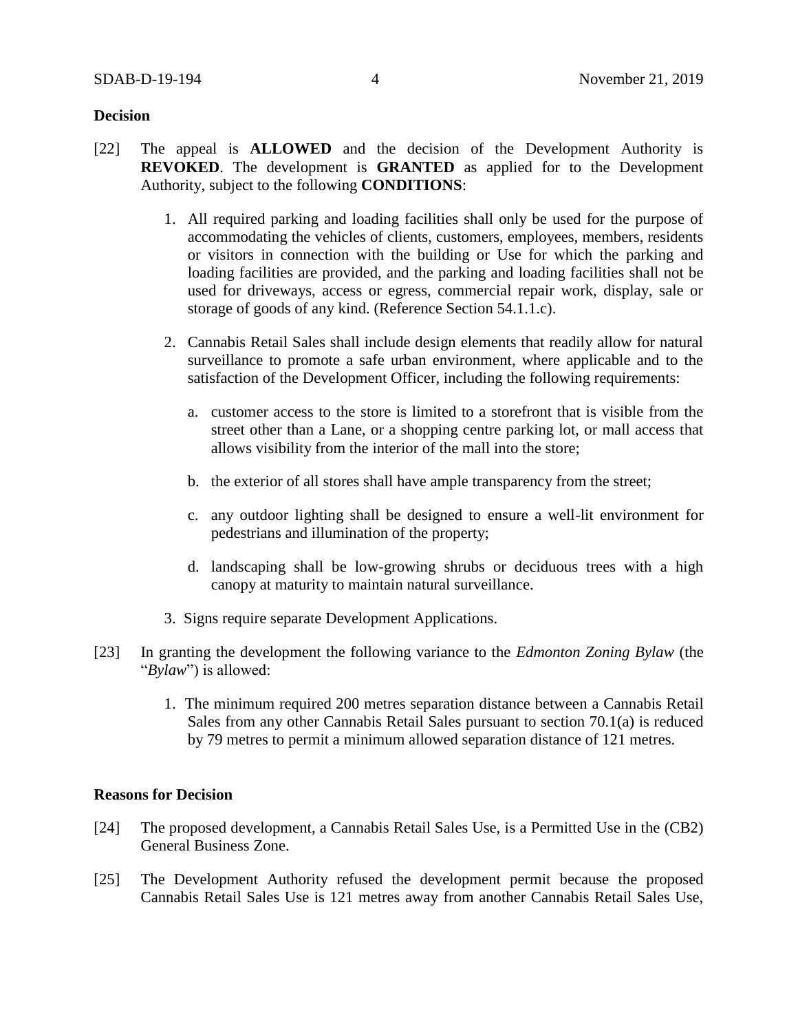**Decision**

[22] The appeal is **ALLOWED** and the decision of the Development Authority is **REVOKED**. The development is **GRANTED** as applied for to the Development Authority, subject to the following **CONDITIONS**:

1. All required parking and loading facilities shall only be used for the purpose of accommodating the vehicles of clients, customers, employees, members, residents or visitors in connection with the building or Use for which the parking and loading facilities are provided, and the parking and loading facilities shall not be used for driveways, access or egress, commercial repair work, display, sale or storage of goods of any kind. (Reference Section 54.1.1.c).

2. Cannabis Retail Sales shall include design elements that readily allow for natural surveillance to promote a safe urban environment, where applicable and to the satisfaction of the Development Officer, including the following requirements:

   a. customer access to the store is limited to a storefront that is visible from the street other than a Lane, or a shopping centre parking lot, or mall access that allows visibility from the interior of the mall into the store;

   b. the exterior of all stores shall have ample transparency from the street;

   c. any outdoor lighting shall be designed to ensure a well-lit environment for pedestrians and illumination of the property;

   d. landscaping shall be low-growing shrubs or deciduous trees with a high canopy at maturity to maintain natural surveillance.

3. Signs require separate Development Applications.

[23] In granting the development the following variance to the *Edmonton Zoning Bylaw* (the "*Bylaw*") is allowed:

1. The minimum required 200 metres separation distance between a Cannabis Retail Sales from any other Cannabis Retail Sales pursuant to section 70.1(a) is reduced by 79 metres to permit a minimum allowed separation distance of 121 metres.

**Reasons for Decision**

[24] The proposed development, a Cannabis Retail Sales Use, is a Permitted Use in the (CB2) General Business Zone.

[25] The Development Authority refused the development permit because the proposed Cannabis Retail Sales Use is 121 metres away from another Cannabis Retail Sales Use,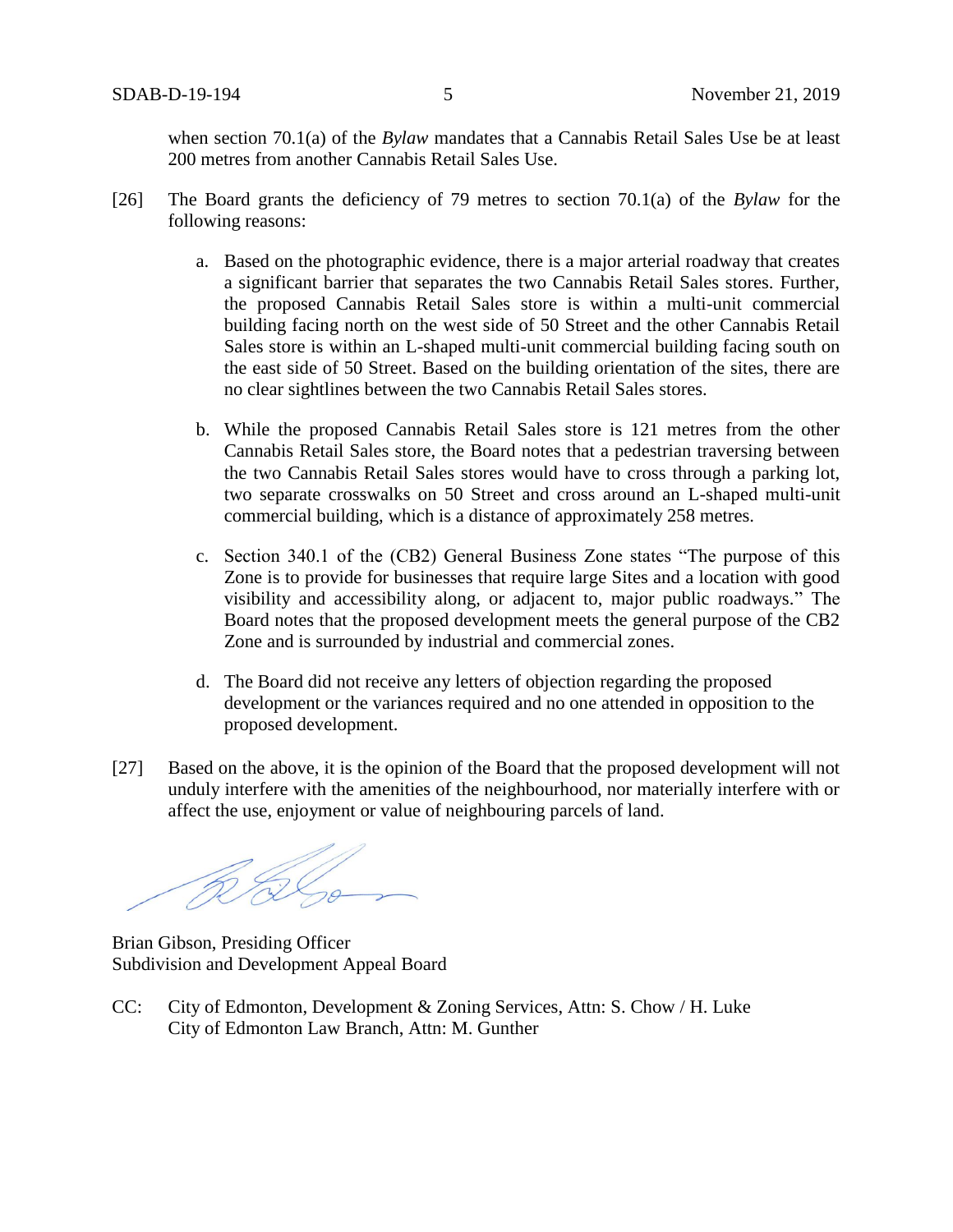when section 70.1(a) of the *Bylaw* mandates that a Cannabis Retail Sales Use be at least 200 metres from another Cannabis Retail Sales Use.

[26] The Board grants the deficiency of 79 metres to section 70.1(a) of the *Bylaw* for the following reasons:

a. Based on the photographic evidence, there is a major arterial roadway that creates a significant barrier that separates the two Cannabis Retail Sales stores. Further, the proposed Cannabis Retail Sales store is within a multi-unit commercial building facing north on the west side of 50 Street and the other Cannabis Retail Sales store is within an L-shaped multi-unit commercial building facing south on the east side of 50 Street. Based on the building orientation of the sites, there are no clear sightlines between the two Cannabis Retail Sales stores.

b. While the proposed Cannabis Retail Sales store is 121 metres from the other Cannabis Retail Sales store, the Board notes that a pedestrian traversing between the two Cannabis Retail Sales stores would have to cross through a parking lot, two separate crosswalks on 50 Street and cross around an L-shaped multi-unit commercial building, which is a distance of approximately 258 metres.

c. Section 340.1 of the (CB2) General Business Zone states "The purpose of this Zone is to provide for businesses that require large Sites and a location with good visibility and accessibility along, or adjacent to, major public roadways." The Board notes that the proposed development meets the general purpose of the CB2 Zone and is surrounded by industrial and commercial zones.

d. The Board did not receive any letters of objection regarding the proposed development or the variances required and no one attended in opposition to the proposed development.

[27] Based on the above, it is the opinion of the Board that the proposed development will not unduly interfere with the amenities of the neighbourhood, nor materially interfere with or affect the use, enjoyment or value of neighbouring parcels of land.

Brian Gibson, Presiding Officer
Subdivision and Development Appeal Board

CC: City of Edmonton, Development & Zoning Services, Attn: S. Chow / H. Luke
City of Edmonton Law Branch, Attn: M. Gunther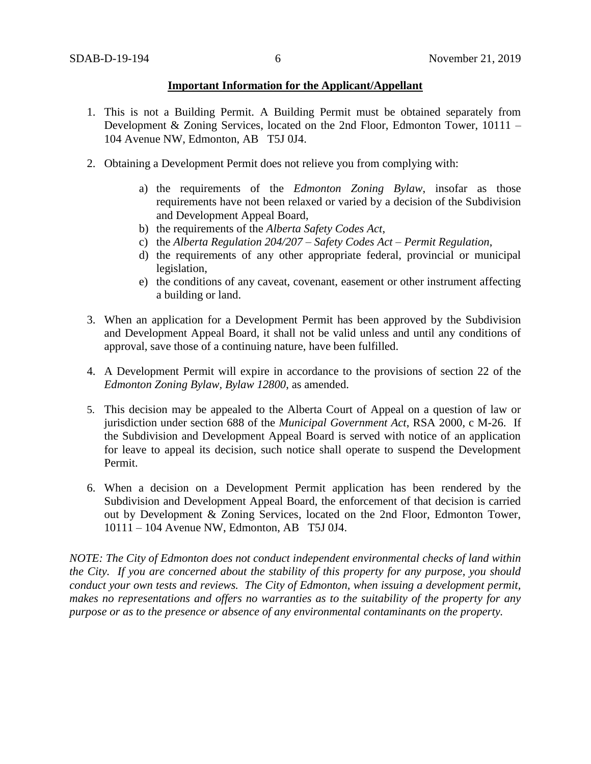**Important Information for the Applicant/Appellant**

1. This is not a Building Permit. A Building Permit must be obtained separately from Development & Zoning Services, located on the 2nd Floor, Edmonton Tower, 10111 – 104 Avenue NW, Edmonton, AB T5J 0J4.

2. Obtaining a Development Permit does not relieve you from complying with:

    a) the requirements of the *Edmonton Zoning Bylaw*, insofar as those requirements have not been relaxed or varied by a decision of the Subdivision and Development Appeal Board,
    b) the requirements of the *Alberta Safety Codes Act*,
    c) the *Alberta Regulation 204/207 – Safety Codes Act – Permit Regulation*,
    d) the requirements of any other appropriate federal, provincial or municipal legislation,
    e) the conditions of any caveat, covenant, easement or other instrument affecting a building or land.

3. When an application for a Development Permit has been approved by the Subdivision and Development Appeal Board, it shall not be valid unless and until any conditions of approval, save those of a continuing nature, have been fulfilled.

4. A Development Permit will expire in accordance to the provisions of section 22 of the *Edmonton Zoning Bylaw, Bylaw 12800*, as amended.

5. This decision may be appealed to the Alberta Court of Appeal on a question of law or jurisdiction under section 688 of the *Municipal Government Act*, RSA 2000, c M-26. If the Subdivision and Development Appeal Board is served with notice of an application for leave to appeal its decision, such notice shall operate to suspend the Development Permit.

6. When a decision on a Development Permit application has been rendered by the Subdivision and Development Appeal Board, the enforcement of that decision is carried out by Development & Zoning Services, located on the 2nd Floor, Edmonton Tower, 10111 – 104 Avenue NW, Edmonton, AB T5J 0J4.

*NOTE: The City of Edmonton does not conduct independent environmental checks of land within the City. If you are concerned about the stability of this property for any purpose, you should conduct your own tests and reviews. The City of Edmonton, when issuing a development permit, makes no representations and offers no warranties as to the suitability of the property for any purpose or as to the presence or absence of any environmental contaminants on the property.*